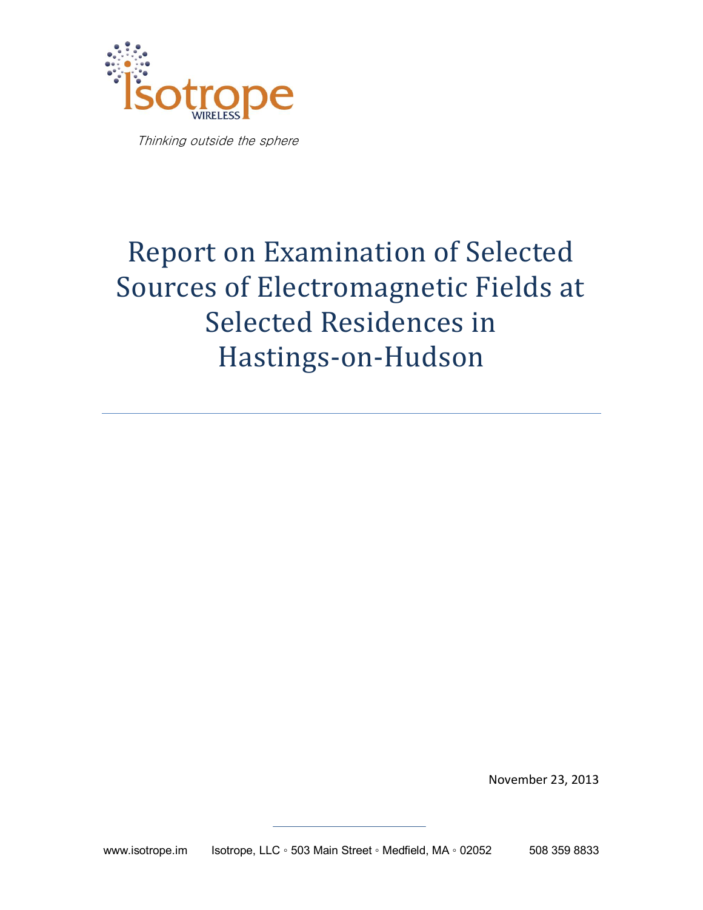Isotrope
WIRELESS

*Thinking outside the sphere*

# Report on Examination of Selected Sources of Electromagnetic Fields at Selected Residences in Hastings-on-Hudson

---

November 23, 2013

www.isotrope.im Isotrope, LLC ◦ 503 Main Street ◦ Medfield, MA ◦ 02052 508 359 8833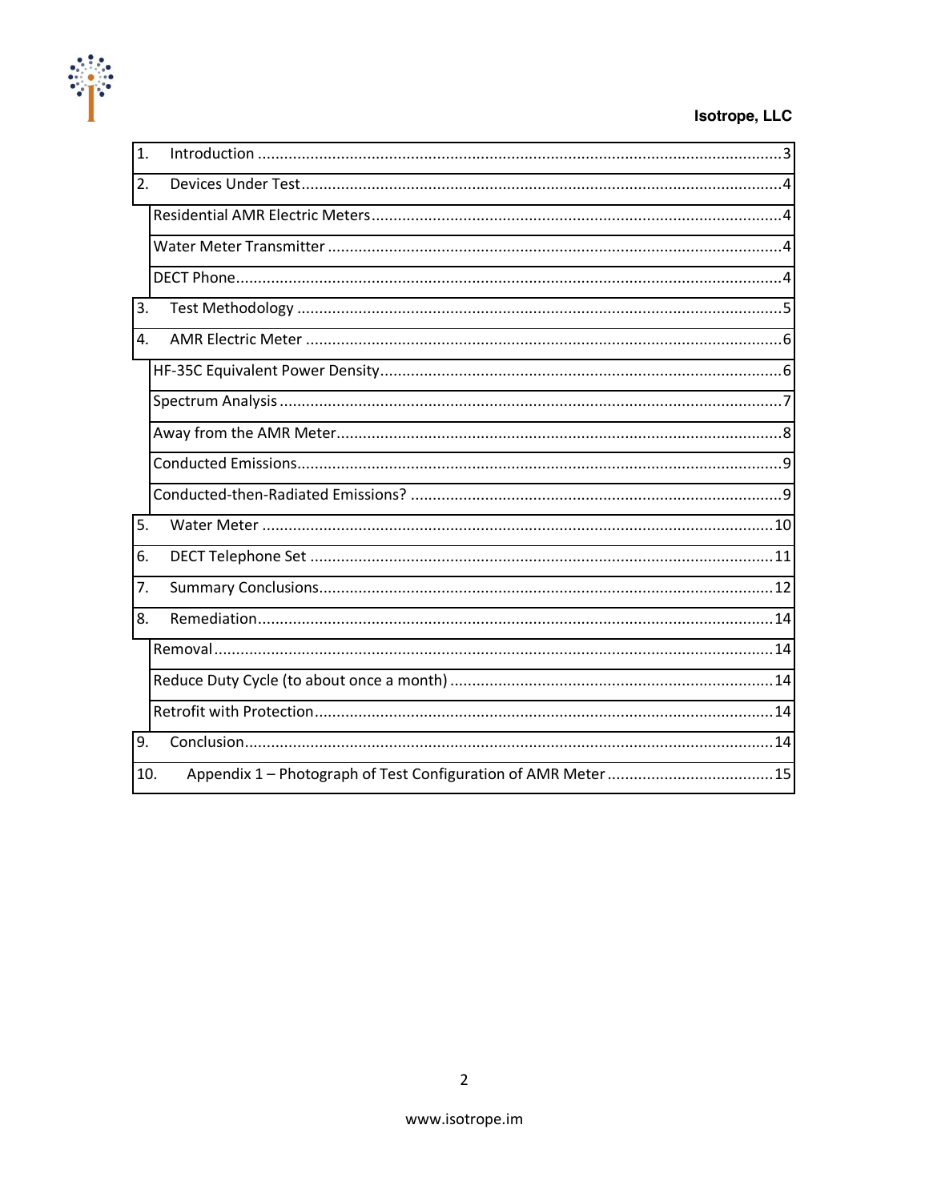| | |
|---|---|
| 1. Introduction | 3 |
| 2. Devices Under Test | 4 |
| Residential AMR Electric Meters | 4 |
| Water Meter Transmitter | 4 |
| DECT Phone | 4 |
| 3. Test Methodology | 5 |
| 4. AMR Electric Meter | 6 |
| HF-35C Equivalent Power Density | 6 |
| Spectrum Analysis | 7 |
| Away from the AMR Meter | 8 |
| Conducted Emissions | 9 |
| Conducted-then-Radiated Emissions? | 9 |
| 5. Water Meter | 10 |
| 6. DECT Telephone Set | 11 |
| 7. Summary Conclusions | 12 |
| 8. Remediation | 14 |
| Removal | 14 |
| Reduce Duty Cycle (to about once a month) | 14 |
| Retrofit with Protection | 14 |
| 9. Conclusion | 14 |
| 10. Appendix 1 – Photograph of Test Configuration of AMR Meter | 15 |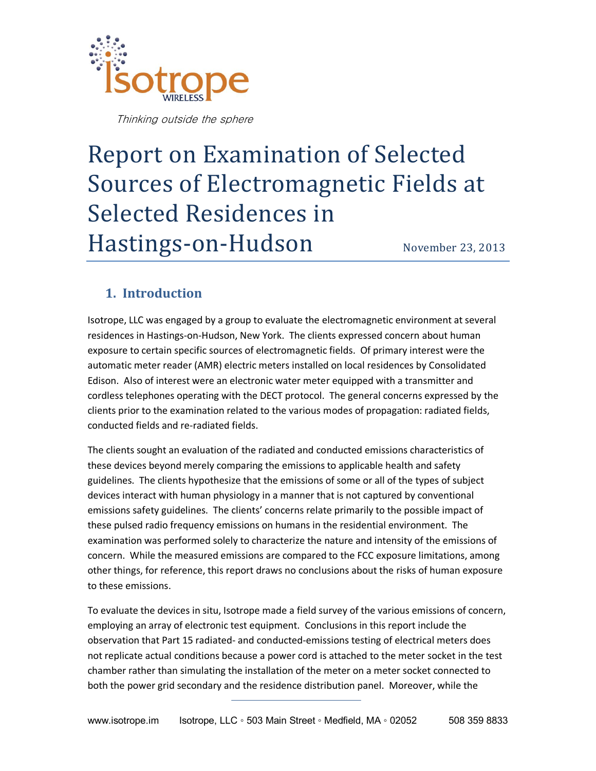Isotrope WIRELESS

*Thinking outside the sphere*

# Report on Examination of Selected Sources of Electromagnetic Fields at Selected Residences in Hastings-on-Hudson

November 23, 2013

## 1. Introduction

Isotrope, LLC was engaged by a group to evaluate the electromagnetic environment at several residences in Hastings-on-Hudson, New York. The clients expressed concern about human exposure to certain specific sources of electromagnetic fields. Of primary interest were the automatic meter reader (AMR) electric meters installed on local residences by Consolidated Edison. Also of interest were an electronic water meter equipped with a transmitter and cordless telephones operating with the DECT protocol. The general concerns expressed by the clients prior to the examination related to the various modes of propagation: radiated fields, conducted fields and re-radiated fields.

The clients sought an evaluation of the radiated and conducted emissions characteristics of these devices beyond merely comparing the emissions to applicable health and safety guidelines. The clients hypothesize that the emissions of some or all of the types of subject devices interact with human physiology in a manner that is not captured by conventional emissions safety guidelines. The clients' concerns relate primarily to the possible impact of these pulsed radio frequency emissions on humans in the residential environment. The examination was performed solely to characterize the nature and intensity of the emissions of concern. While the measured emissions are compared to the FCC exposure limitations, among other things, for reference, this report draws no conclusions about the risks of human exposure to these emissions.

To evaluate the devices in situ, Isotrope made a field survey of the various emissions of concern, employing an array of electronic test equipment. Conclusions in this report include the observation that Part 15 radiated- and conducted-emissions testing of electrical meters does not replicate actual conditions because a power cord is attached to the meter socket in the test chamber rather than simulating the installation of the meter on a meter socket connected to both the power grid secondary and the residence distribution panel. Moreover, while the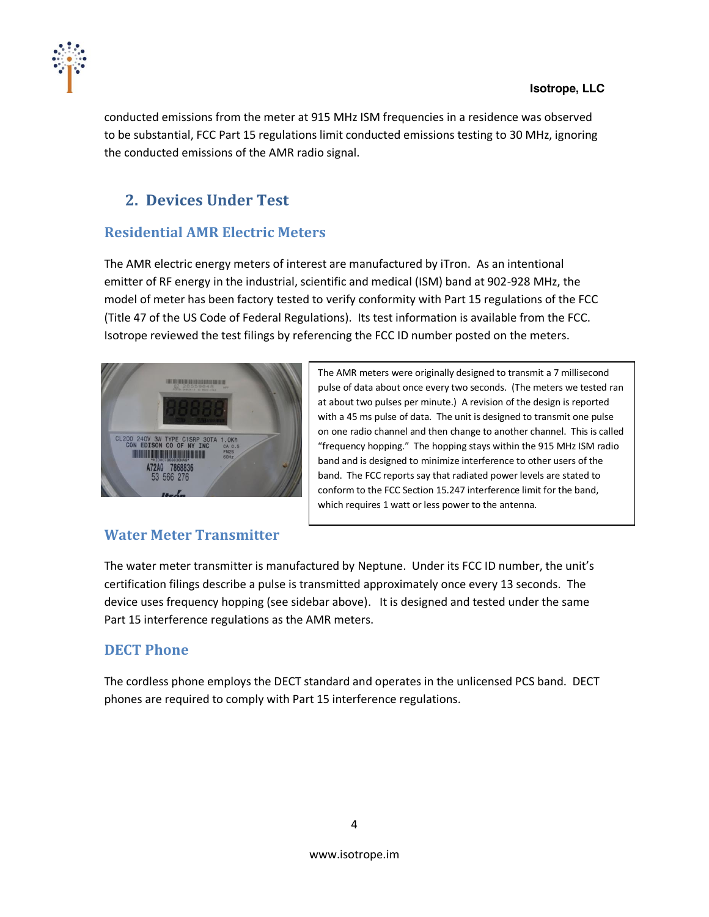conducted emissions from the meter at 915 MHz ISM frequencies in a residence was observed to be substantial, FCC Part 15 regulations limit conducted emissions testing to 30 MHz, ignoring the conducted emissions of the AMR radio signal.

## 2. Devices Under Test

### Residential AMR Electric Meters

The AMR electric energy meters of interest are manufactured by iTron. As an intentional emitter of RF energy in the industrial, scientific and medical (ISM) band at 902-928 MHz, the model of meter has been factory tested to verify conformity with Part 15 regulations of the FCC (Title 47 of the US Code of Federal Regulations). Its test information is available from the FCC. Isotrope reviewed the test filings by referencing the FCC ID number posted on the meters.

The AMR meters were originally designed to transmit a 7 millisecond pulse of data about once every two seconds. (The meters we tested ran at about two pulses per minute.) A revision of the design is reported with a 45 ms pulse of data. The unit is designed to transmit one pulse on one radio channel and then change to another channel. This is called "frequency hopping." The hopping stays within the 915 MHz ISM radio band and is designed to minimize interference to other users of the band. The FCC reports say that radiated power levels are stated to conform to the FCC Section 15.247 interference limit for the band, which requires 1 watt or less power to the antenna.

### Water Meter Transmitter

The water meter transmitter is manufactured by Neptune. Under its FCC ID number, the unit's certification filings describe a pulse is transmitted approximately once every 13 seconds. The device uses frequency hopping (see sidebar above). It is designed and tested under the same Part 15 interference regulations as the AMR meters.

### DECT Phone

The cordless phone employs the DECT standard and operates in the unlicensed PCS band. DECT phones are required to comply with Part 15 interference regulations.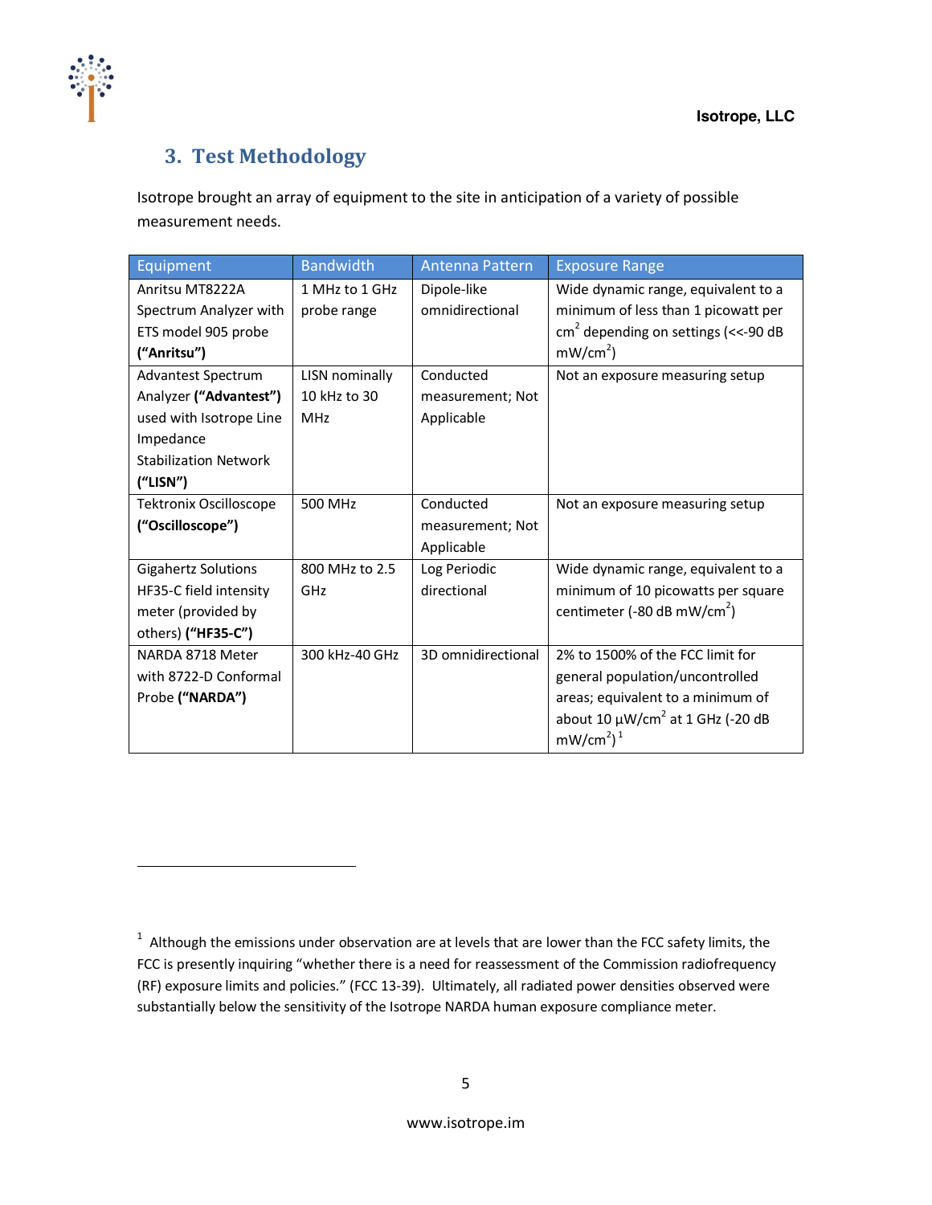## 3. Test Methodology

Isotrope brought an array of equipment to the site in anticipation of a variety of possible measurement needs.

| Equipment | Bandwidth | Antenna Pattern | Exposure Range |
|---|---|---|---|
| Anritsu MT8222A Spectrum Analyzer with ETS model 905 probe **("Anritsu")** | 1 MHz to 1 GHz probe range | Dipole-like omnidirectional | Wide dynamic range, equivalent to a minimum of less than 1 picowatt per $cm^2$ depending on settings (<<-90 dB $mW/cm^2$) |
| Advantest Spectrum Analyzer **("Advantest")** used with Isotrope Line Impedance Stabilization Network **("LISN")** | LISN nominally 10 kHz to 30 MHz | Conducted measurement; Not Applicable | Not an exposure measuring setup |
| Tektronix Oscilloscope **("Oscilloscope")** | 500 MHz | Conducted measurement; Not Applicable | Not an exposure measuring setup |
| Gigahertz Solutions HF35-C field intensity meter (provided by others) **("HF35-C")** | 800 MHz to 2.5 GHz | Log Periodic directional | Wide dynamic range, equivalent to a minimum of 10 picowatts per square centimeter (-80 dB $mW/cm^2$) |
| NARDA 8718 Meter with 8722-D Conformal Probe **("NARDA")** | 300 kHz-40 GHz | 3D omnidirectional | 2% to 1500% of the FCC limit for general population/uncontrolled areas; equivalent to a minimum of about 10 µ$W/cm^2$ at 1 GHz (-20 dB $mW/cm^2$)[1] |

[1] Although the emissions under observation are at levels that are lower than the FCC safety limits, the FCC is presently inquiring "whether there is a need for reassessment of the Commission radiofrequency (RF) exposure limits and policies." (FCC 13-39). Ultimately, all radiated power densities observed were substantially below the sensitivity of the Isotrope NARDA human exposure compliance meter.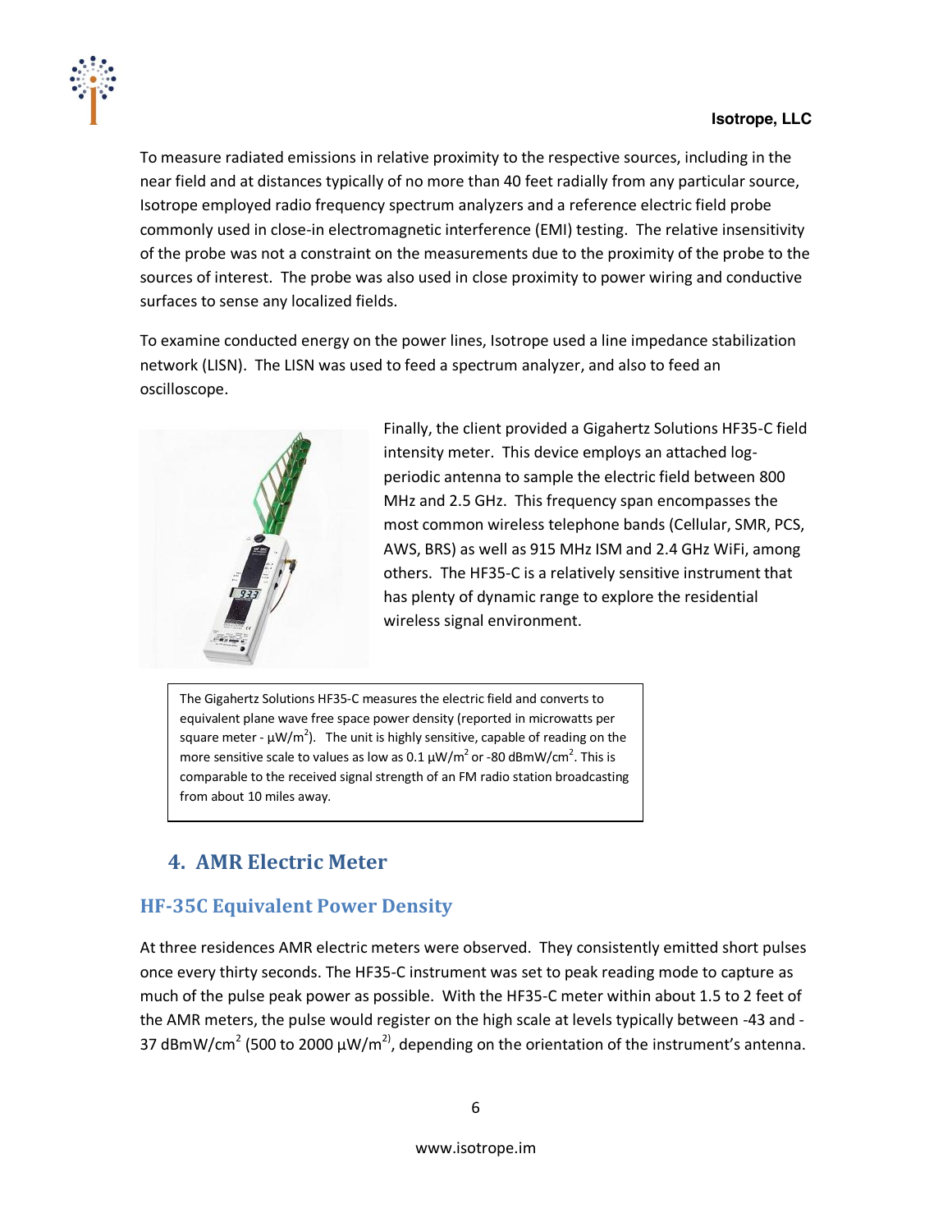To measure radiated emissions in relative proximity to the respective sources, including in the near field and at distances typically of no more than 40 feet radially from any particular source, Isotrope employed radio frequency spectrum analyzers and a reference electric field probe commonly used in close-in electromagnetic interference (EMI) testing. The relative insensitivity of the probe was not a constraint on the measurements due to the proximity of the probe to the sources of interest. The probe was also used in close proximity to power wiring and conductive surfaces to sense any localized fields.

To examine conducted energy on the power lines, Isotrope used a line impedance stabilization network (LISN). The LISN was used to feed a spectrum analyzer, and also to feed an oscilloscope.

Finally, the client provided a Gigahertz Solutions HF35-C field intensity meter. This device employs an attached log-periodic antenna to sample the electric field between 800 MHz and 2.5 GHz. This frequency span encompasses the most common wireless telephone bands (Cellular, SMR, PCS, AWS, BRS) as well as 915 MHz ISM and 2.4 GHz WiFi, among others. The HF35-C is a relatively sensitive instrument that has plenty of dynamic range to explore the residential wireless signal environment.

> The Gigahertz Solutions HF35-C measures the electric field and converts to equivalent plane wave free space power density (reported in microwatts per square meter - $\mu W/m^2$). The unit is highly sensitive, capable of reading on the more sensitive scale to values as low as 0.1 $\mu W/m^2$ or -80 $dBmW/cm^2$. This is comparable to the received signal strength of an FM radio station broadcasting from about 10 miles away.

## 4. AMR Electric Meter

### HF-35C Equivalent Power Density

At three residences AMR electric meters were observed. They consistently emitted short pulses once every thirty seconds. The HF35-C instrument was set to peak reading mode to capture as much of the pulse peak power as possible. With the HF35-C meter within about 1.5 to 2 feet of the AMR meters, the pulse would register on the high scale at levels typically between -43 and -37 $dBmW/cm^2$ (500 to 2000 $\mu W/m^2$), depending on the orientation of the instrument's antenna.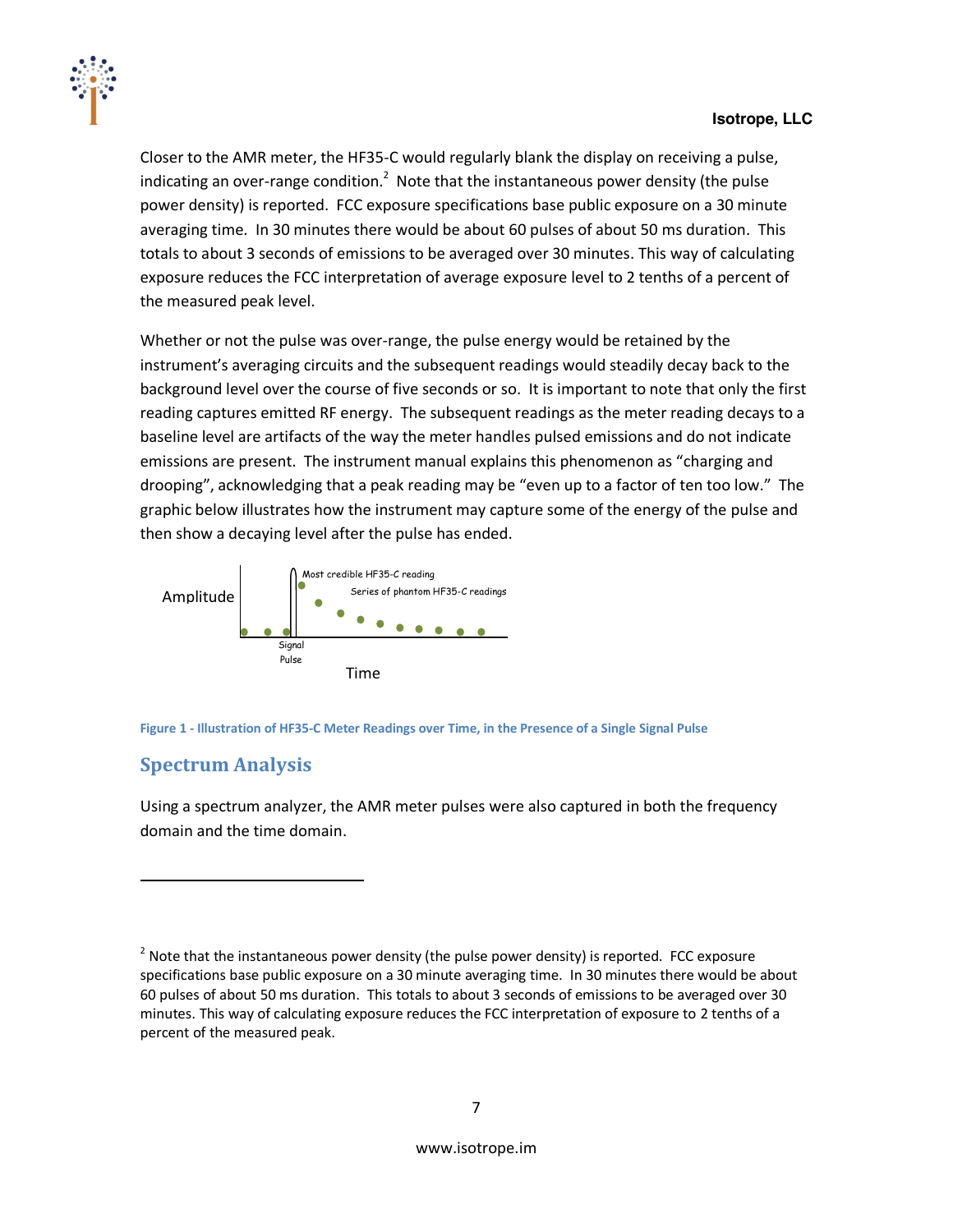Closer to the AMR meter, the HF35-C would regularly blank the display on receiving a pulse, indicating an over-range condition.[2] Note that the instantaneous power density (the pulse power density) is reported. FCC exposure specifications base public exposure on a 30 minute averaging time. In 30 minutes there would be about 60 pulses of about 50 ms duration. This totals to about 3 seconds of emissions to be averaged over 30 minutes. This way of calculating exposure reduces the FCC interpretation of average exposure level to 2 tenths of a percent of the measured peak level.

Whether or not the pulse was over-range, the pulse energy would be retained by the instrument's averaging circuits and the subsequent readings would steadily decay back to the background level over the course of five seconds or so. It is important to note that only the first reading captures emitted RF energy. The subsequent readings as the meter reading decays to a baseline level are artifacts of the way the meter handles pulsed emissions and do not indicate emissions are present. The instrument manual explains this phenomenon as "charging and drooping", acknowledging that a peak reading may be "even up to a factor of ten too low." The graphic below illustrates how the instrument may capture some of the energy of the pulse and then show a decaying level after the pulse has ended.

Figure 1 - Illustration of HF35-C Meter Readings over Time, in the Presence of a Single Signal Pulse

## Spectrum Analysis

Using a spectrum analyzer, the AMR meter pulses were also captured in both the frequency domain and the time domain.

---

[2] Note that the instantaneous power density (the pulse power density) is reported. FCC exposure specifications base public exposure on a 30 minute averaging time. In 30 minutes there would be about 60 pulses of about 50 ms duration. This totals to about 3 seconds of emissions to be averaged over 30 minutes. This way of calculating exposure reduces the FCC interpretation of exposure to 2 tenths of a percent of the measured peak.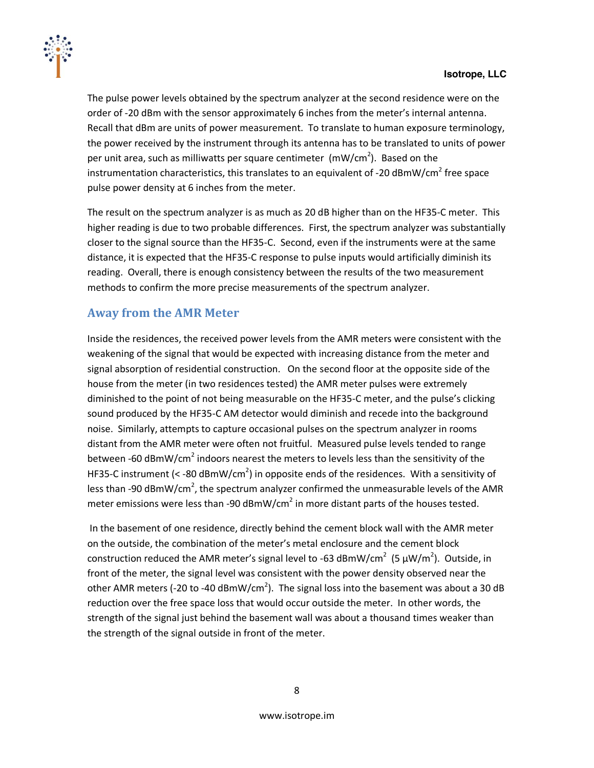The pulse power levels obtained by the spectrum analyzer at the second residence were on the order of -20 dBm with the sensor approximately 6 inches from the meter's internal antenna. Recall that dBm are units of power measurement. To translate to human exposure terminology, the power received by the instrument through its antenna has to be translated to units of power per unit area, such as milliwatts per square centimeter ($mW/cm^2$). Based on the instrumentation characteristics, this translates to an equivalent of -20 $dBmW/cm^2$ free space pulse power density at 6 inches from the meter.

The result on the spectrum analyzer is as much as 20 dB higher than on the HF35-C meter. This higher reading is due to two probable differences. First, the spectrum analyzer was substantially closer to the signal source than the HF35-C. Second, even if the instruments were at the same distance, it is expected that the HF35-C response to pulse inputs would artificially diminish its reading. Overall, there is enough consistency between the results of the two measurement methods to confirm the more precise measurements of the spectrum analyzer.

## Away from the AMR Meter

Inside the residences, the received power levels from the AMR meters were consistent with the weakening of the signal that would be expected with increasing distance from the meter and signal absorption of residential construction. On the second floor at the opposite side of the house from the meter (in two residences tested) the AMR meter pulses were extremely diminished to the point of not being measurable on the HF35-C meter, and the pulse's clicking sound produced by the HF35-C AM detector would diminish and recede into the background noise. Similarly, attempts to capture occasional pulses on the spectrum analyzer in rooms distant from the AMR meter were often not fruitful. Measured pulse levels tended to range between -60 $dBmW/cm^2$ indoors nearest the meters to levels less than the sensitivity of the HF35-C instrument (< -80 $dBmW/cm^2$) in opposite ends of the residences. With a sensitivity of less than -90 $dBmW/cm^2$, the spectrum analyzer confirmed the unmeasurable levels of the AMR meter emissions were less than -90 $dBmW/cm^2$ in more distant parts of the houses tested.

In the basement of one residence, directly behind the cement block wall with the AMR meter on the outside, the combination of the meter's metal enclosure and the cement block construction reduced the AMR meter's signal level to -63 $dBmW/cm^2$ (5 $\mu W/m^2$). Outside, in front of the meter, the signal level was consistent with the power density observed near the other AMR meters (-20 to -40 $dBmW/cm^2$). The signal loss into the basement was about a 30 dB reduction over the free space loss that would occur outside the meter. In other words, the strength of the signal just behind the basement wall was about a thousand times weaker than the strength of the signal outside in front of the meter.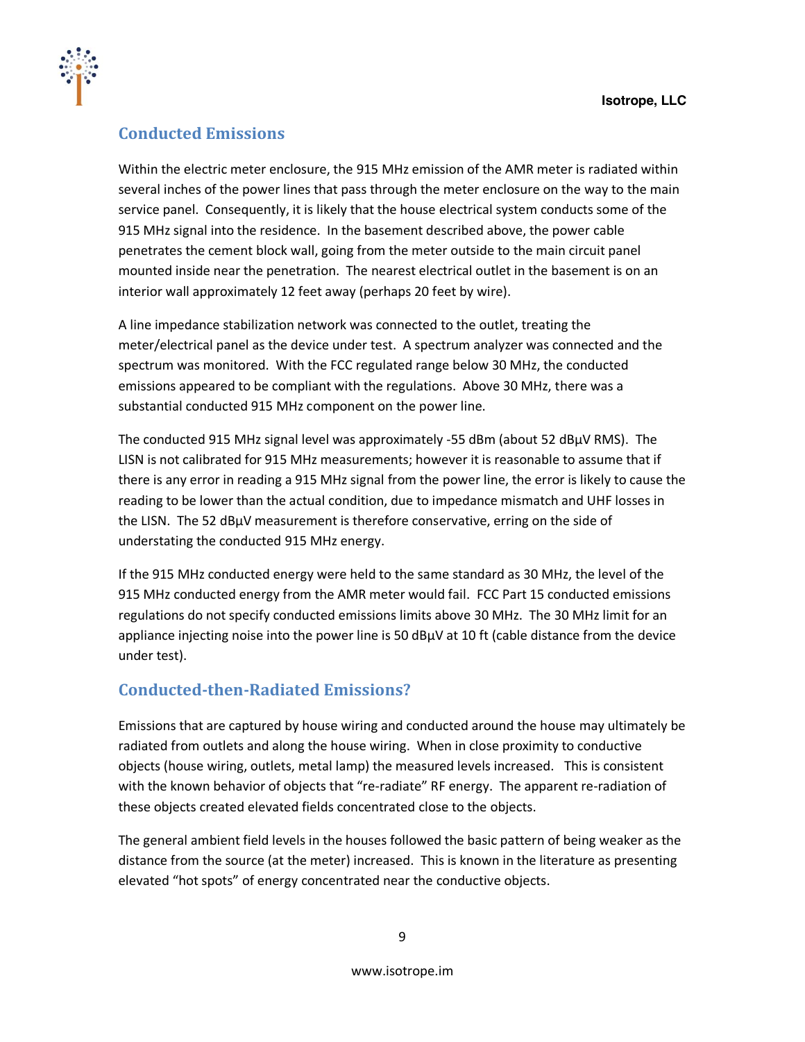## Conducted Emissions

Within the electric meter enclosure, the 915 MHz emission of the AMR meter is radiated within several inches of the power lines that pass through the meter enclosure on the way to the main service panel. Consequently, it is likely that the house electrical system conducts some of the 915 MHz signal into the residence. In the basement described above, the power cable penetrates the cement block wall, going from the meter outside to the main circuit panel mounted inside near the penetration. The nearest electrical outlet in the basement is on an interior wall approximately 12 feet away (perhaps 20 feet by wire).

A line impedance stabilization network was connected to the outlet, treating the meter/electrical panel as the device under test. A spectrum analyzer was connected and the spectrum was monitored. With the FCC regulated range below 30 MHz, the conducted emissions appeared to be compliant with the regulations. Above 30 MHz, there was a substantial conducted 915 MHz component on the power line.

The conducted 915 MHz signal level was approximately -55 dBm (about 52 dBµV RMS). The LISN is not calibrated for 915 MHz measurements; however it is reasonable to assume that if there is any error in reading a 915 MHz signal from the power line, the error is likely to cause the reading to be lower than the actual condition, due to impedance mismatch and UHF losses in the LISN. The 52 dBµV measurement is therefore conservative, erring on the side of understating the conducted 915 MHz energy.

If the 915 MHz conducted energy were held to the same standard as 30 MHz, the level of the 915 MHz conducted energy from the AMR meter would fail. FCC Part 15 conducted emissions regulations do not specify conducted emissions limits above 30 MHz. The 30 MHz limit for an appliance injecting noise into the power line is 50 dBµV at 10 ft (cable distance from the device under test).

## Conducted-then-Radiated Emissions?

Emissions that are captured by house wiring and conducted around the house may ultimately be radiated from outlets and along the house wiring. When in close proximity to conductive objects (house wiring, outlets, metal lamp) the measured levels increased. This is consistent with the known behavior of objects that "re-radiate" RF energy. The apparent re-radiation of these objects created elevated fields concentrated close to the objects.

The general ambient field levels in the houses followed the basic pattern of being weaker as the distance from the source (at the meter) increased. This is known in the literature as presenting elevated "hot spots" of energy concentrated near the conductive objects.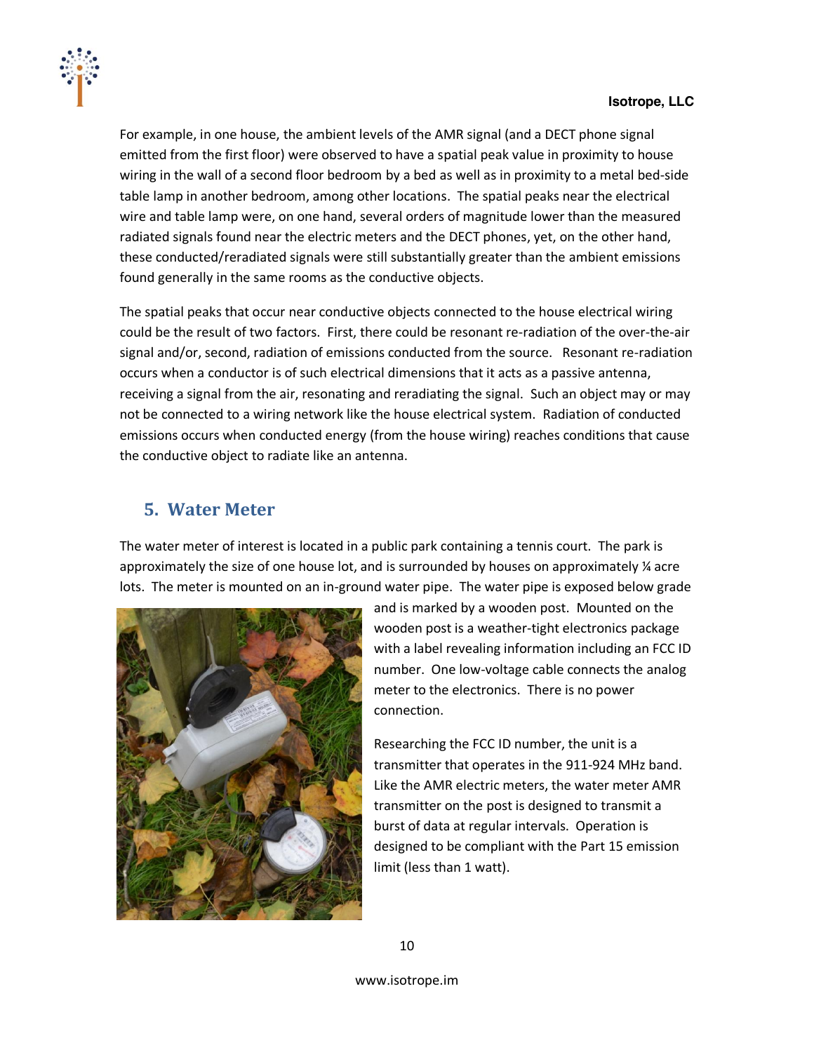For example, in one house, the ambient levels of the AMR signal (and a DECT phone signal emitted from the first floor) were observed to have a spatial peak value in proximity to house wiring in the wall of a second floor bedroom by a bed as well as in proximity to a metal bed-side table lamp in another bedroom, among other locations. The spatial peaks near the electrical wire and table lamp were, on one hand, several orders of magnitude lower than the measured radiated signals found near the electric meters and the DECT phones, yet, on the other hand, these conducted/reradiated signals were still substantially greater than the ambient emissions found generally in the same rooms as the conductive objects.

The spatial peaks that occur near conductive objects connected to the house electrical wiring could be the result of two factors. First, there could be resonant re-radiation of the over-the-air signal and/or, second, radiation of emissions conducted from the source. Resonant re-radiation occurs when a conductor is of such electrical dimensions that it acts as a passive antenna, receiving a signal from the air, resonating and reradiating the signal. Such an object may or may not be connected to a wiring network like the house electrical system. Radiation of conducted emissions occurs when conducted energy (from the house wiring) reaches conditions that cause the conductive object to radiate like an antenna.

## 5. Water Meter

The water meter of interest is located in a public park containing a tennis court. The park is approximately the size of one house lot, and is surrounded by houses on approximately ¼ acre lots. The meter is mounted on an in-ground water pipe. The water pipe is exposed below grade and is marked by a wooden post. Mounted on the wooden post is a weather-tight electronics package with a label revealing information including an FCC ID number. One low-voltage cable connects the analog meter to the electronics. There is no power connection.

Researching the FCC ID number, the unit is a transmitter that operates in the 911-924 MHz band. Like the AMR electric meters, the water meter AMR transmitter on the post is designed to transmit a burst of data at regular intervals. Operation is designed to be compliant with the Part 15 emission limit (less than 1 watt).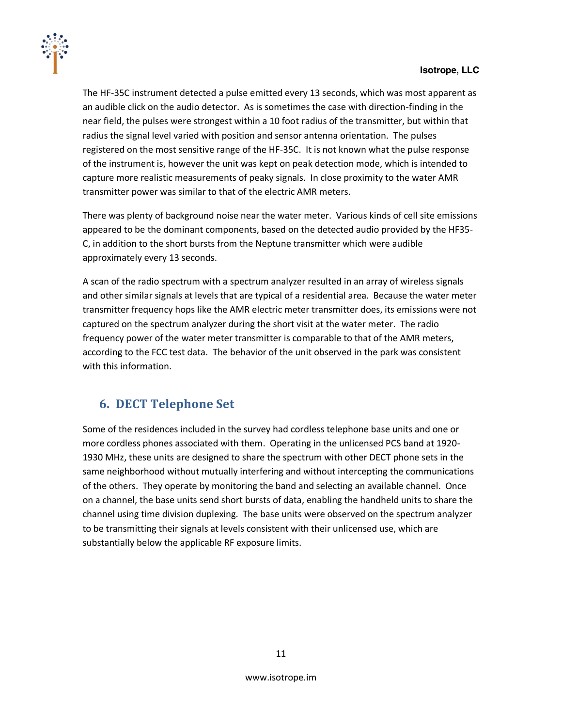The HF-35C instrument detected a pulse emitted every 13 seconds, which was most apparent as an audible click on the audio detector. As is sometimes the case with direction-finding in the near field, the pulses were strongest within a 10 foot radius of the transmitter, but within that radius the signal level varied with position and sensor antenna orientation. The pulses registered on the most sensitive range of the HF-35C. It is not known what the pulse response of the instrument is, however the unit was kept on peak detection mode, which is intended to capture more realistic measurements of peaky signals. In close proximity to the water AMR transmitter power was similar to that of the electric AMR meters.

There was plenty of background noise near the water meter. Various kinds of cell site emissions appeared to be the dominant components, based on the detected audio provided by the HF35-C, in addition to the short bursts from the Neptune transmitter which were audible approximately every 13 seconds.

A scan of the radio spectrum with a spectrum analyzer resulted in an array of wireless signals and other similar signals at levels that are typical of a residential area. Because the water meter transmitter frequency hops like the AMR electric meter transmitter does, its emissions were not captured on the spectrum analyzer during the short visit at the water meter. The radio frequency power of the water meter transmitter is comparable to that of the AMR meters, according to the FCC test data. The behavior of the unit observed in the park was consistent with this information.

## 6. DECT Telephone Set

Some of the residences included in the survey had cordless telephone base units and one or more cordless phones associated with them. Operating in the unlicensed PCS band at 1920-1930 MHz, these units are designed to share the spectrum with other DECT phone sets in the same neighborhood without mutually interfering and without intercepting the communications of the others. They operate by monitoring the band and selecting an available channel. Once on a channel, the base units send short bursts of data, enabling the handheld units to share the channel using time division duplexing. The base units were observed on the spectrum analyzer to be transmitting their signals at levels consistent with their unlicensed use, which are substantially below the applicable RF exposure limits.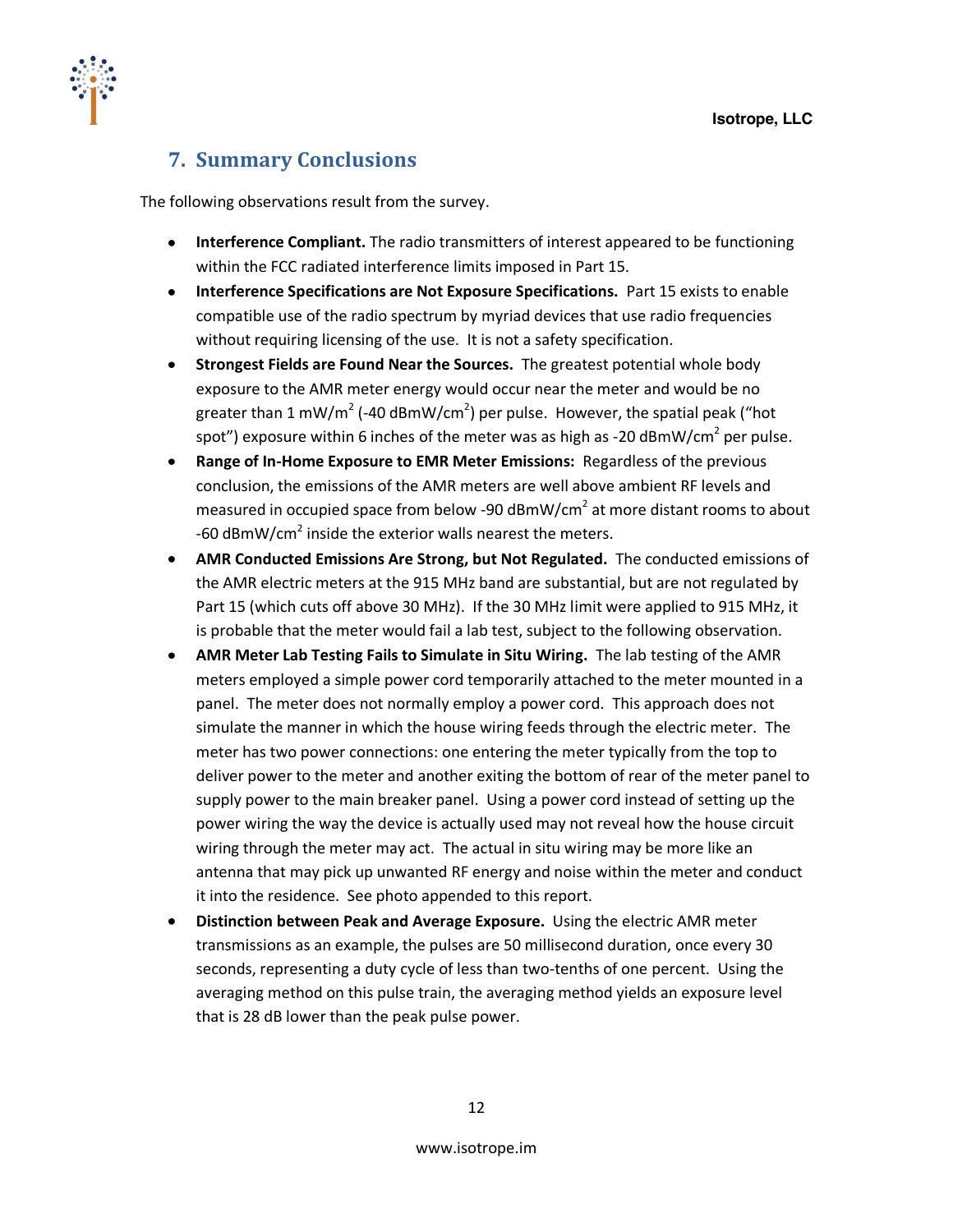## 7. Summary Conclusions

The following observations result from the survey.

- **Interference Compliant.** The radio transmitters of interest appeared to be functioning within the FCC radiated interference limits imposed in Part 15.
- **Interference Specifications are Not Exposure Specifications.** Part 15 exists to enable compatible use of the radio spectrum by myriad devices that use radio frequencies without requiring licensing of the use. It is not a safety specification.
- **Strongest Fields are Found Near the Sources.** The greatest potential whole body exposure to the AMR meter energy would occur near the meter and would be no greater than 1 $mW/m^2$ (-40 $dBmW/cm^2$) per pulse. However, the spatial peak ("hot spot") exposure within 6 inches of the meter was as high as -20 $dBmW/cm^2$ per pulse.
- **Range of In-Home Exposure to EMR Meter Emissions:** Regardless of the previous conclusion, the emissions of the AMR meters are well above ambient RF levels and measured in occupied space from below -90 $dBmW/cm^2$ at more distant rooms to about -60 $dBmW/cm^2$ inside the exterior walls nearest the meters.
- **AMR Conducted Emissions Are Strong, but Not Regulated.** The conducted emissions of the AMR electric meters at the 915 MHz band are substantial, but are not regulated by Part 15 (which cuts off above 30 MHz). If the 30 MHz limit were applied to 915 MHz, it is probable that the meter would fail a lab test, subject to the following observation.
- **AMR Meter Lab Testing Fails to Simulate in Situ Wiring.** The lab testing of the AMR meters employed a simple power cord temporarily attached to the meter mounted in a panel. The meter does not normally employ a power cord. This approach does not simulate the manner in which the house wiring feeds through the electric meter. The meter has two power connections: one entering the meter typically from the top to deliver power to the meter and another exiting the bottom of rear of the meter panel to supply power to the main breaker panel. Using a power cord instead of setting up the power wiring the way the device is actually used may not reveal how the house circuit wiring through the meter may act. The actual in situ wiring may be more like an antenna that may pick up unwanted RF energy and noise within the meter and conduct it into the residence. See photo appended to this report.
- **Distinction between Peak and Average Exposure.** Using the electric AMR meter transmissions as an example, the pulses are 50 millisecond duration, once every 30 seconds, representing a duty cycle of less than two-tenths of one percent. Using the averaging method on this pulse train, the averaging method yields an exposure level that is 28 dB lower than the peak pulse power.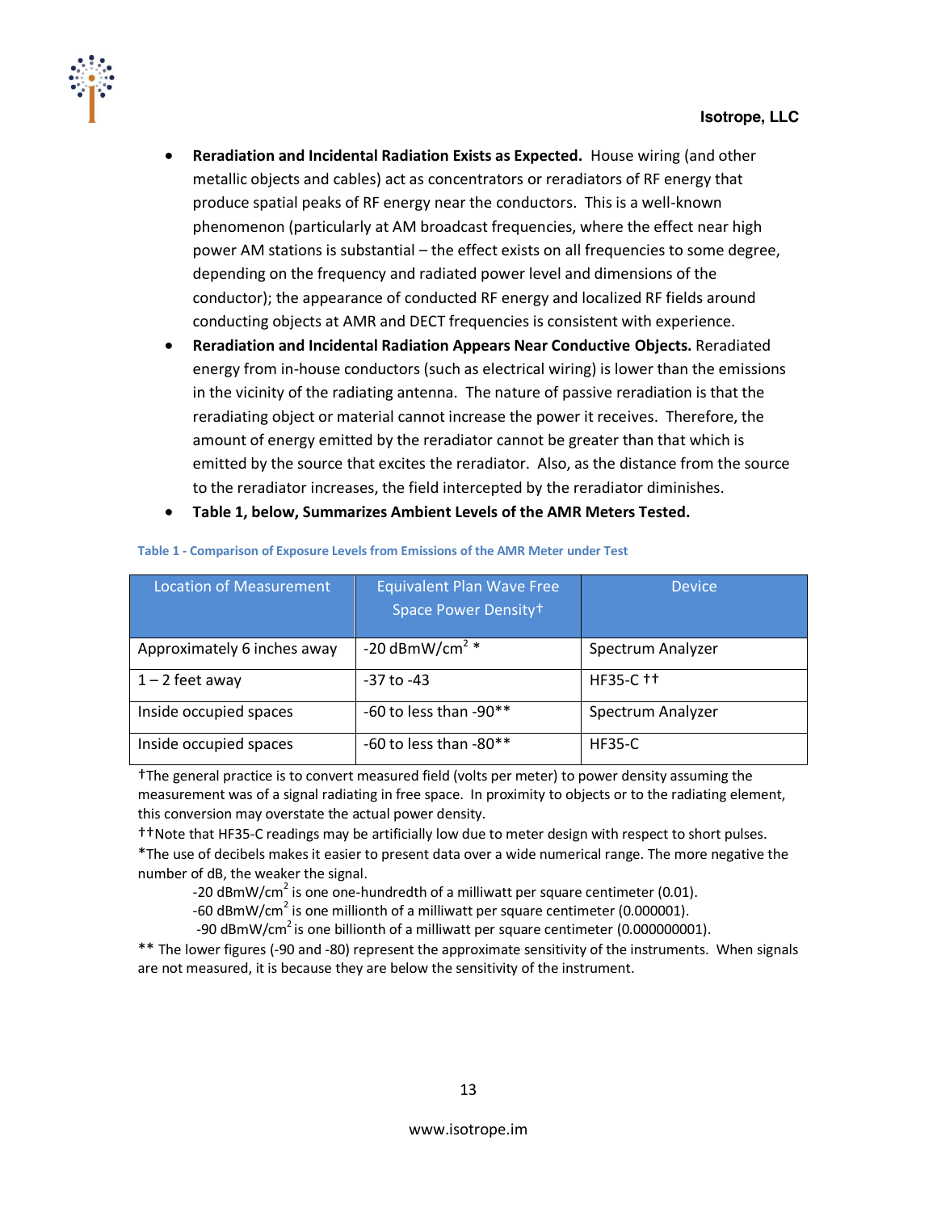- **Reradiation and Incidental Radiation Exists as Expected.** House wiring (and other metallic objects and cables) act as concentrators or reradiators of RF energy that produce spatial peaks of RF energy near the conductors. This is a well-known phenomenon (particularly at AM broadcast frequencies, where the effect near high power AM stations is substantial – the effect exists on all frequencies to some degree, depending on the frequency and radiated power level and dimensions of the conductor); the appearance of conducted RF energy and localized RF fields around conducting objects at AMR and DECT frequencies is consistent with experience.
- **Reradiation and Incidental Radiation Appears Near Conductive Objects.** Reradiated energy from in-house conductors (such as electrical wiring) is lower than the emissions in the vicinity of the radiating antenna. The nature of passive reradiation is that the reradiating object or material cannot increase the power it receives. Therefore, the amount of energy emitted by the reradiator cannot be greater than that which is emitted by the source that excites the reradiator. Also, as the distance from the source to the reradiator increases, the field intercepted by the reradiator diminishes.
- **Table 1, below, Summarizes Ambient Levels of the AMR Meters Tested.**

Table 1 - Comparison of Exposure Levels from Emissions of the AMR Meter under Test

| Location of Measurement | Equivalent Plan Wave Free Space Power Density† | Device |
|---|---|---|
| Approximately 6 inches away | -20 dBmW/cm$^2$ * | Spectrum Analyzer |
| 1 – 2 feet away | -37 to -43 | HF35-C †† |
| Inside occupied spaces | -60 to less than -90** | Spectrum Analyzer |
| Inside occupied spaces | -60 to less than -80** | HF35-C |

†The general practice is to convert measured field (volts per meter) to power density assuming the measurement was of a signal radiating in free space. In proximity to objects or to the radiating element, this conversion may overstate the actual power density.

††Note that HF35-C readings may be artificially low due to meter design with respect to short pulses.

*The use of decibels makes it easier to present data over a wide numerical range. The more negative the number of dB, the weaker the signal.

-20 dBmW/cm$^2$ is one one-hundredth of a milliwatt per square centimeter (0.01).
-60 dBmW/cm$^2$ is one millionth of a milliwatt per square centimeter (0.000001).
-90 dBmW/cm$^2$ is one billionth of a milliwatt per square centimeter (0.000000001).

** The lower figures (-90 and -80) represent the approximate sensitivity of the instruments. When signals are not measured, it is because they are below the sensitivity of the instrument.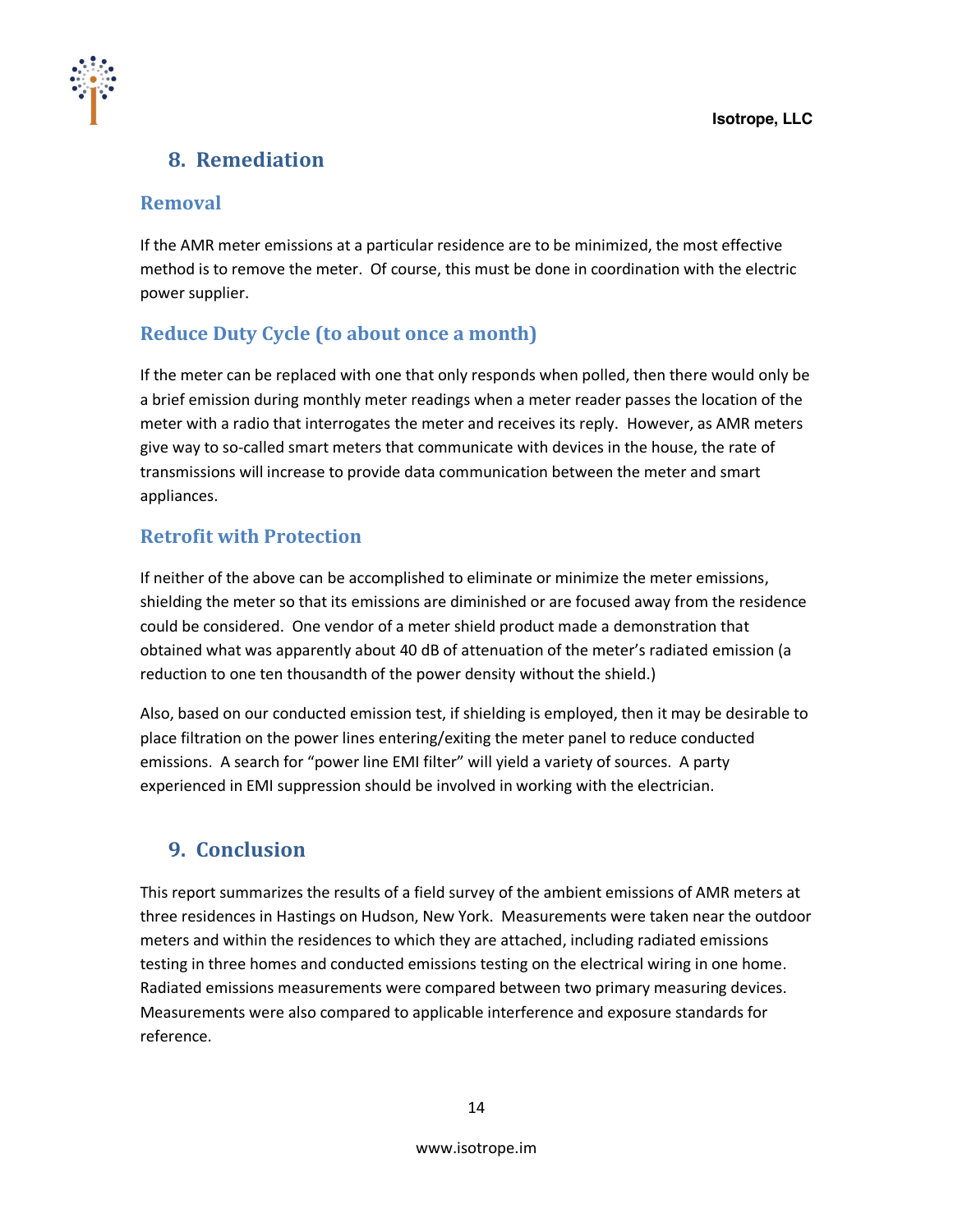## 8. Remediation

### Removal

If the AMR meter emissions at a particular residence are to be minimized, the most effective method is to remove the meter. Of course, this must be done in coordination with the electric power supplier.

### Reduce Duty Cycle (to about once a month)

If the meter can be replaced with one that only responds when polled, then there would only be a brief emission during monthly meter readings when a meter reader passes the location of the meter with a radio that interrogates the meter and receives its reply. However, as AMR meters give way to so-called smart meters that communicate with devices in the house, the rate of transmissions will increase to provide data communication between the meter and smart appliances.

### Retrofit with Protection

If neither of the above can be accomplished to eliminate or minimize the meter emissions, shielding the meter so that its emissions are diminished or are focused away from the residence could be considered. One vendor of a meter shield product made a demonstration that obtained what was apparently about 40 dB of attenuation of the meter's radiated emission (a reduction to one ten thousandth of the power density without the shield.)

Also, based on our conducted emission test, if shielding is employed, then it may be desirable to place filtration on the power lines entering/exiting the meter panel to reduce conducted emissions. A search for "power line EMI filter" will yield a variety of sources. A party experienced in EMI suppression should be involved in working with the electrician.

## 9. Conclusion

This report summarizes the results of a field survey of the ambient emissions of AMR meters at three residences in Hastings on Hudson, New York. Measurements were taken near the outdoor meters and within the residences to which they are attached, including radiated emissions testing in three homes and conducted emissions testing on the electrical wiring in one home. Radiated emissions measurements were compared between two primary measuring devices. Measurements were also compared to applicable interference and exposure standards for reference.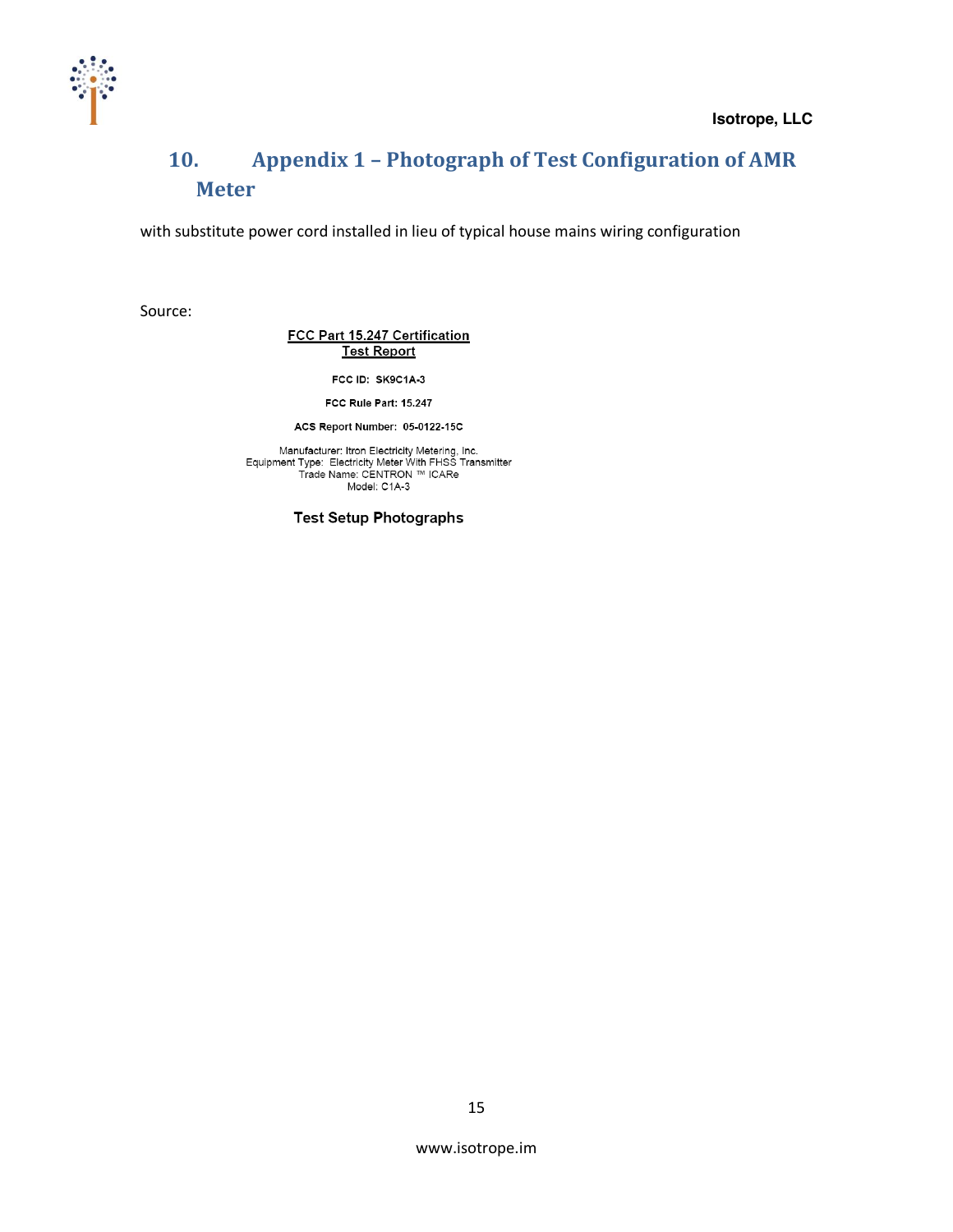# 10. Appendix 1 – Photograph of Test Configuration of AMR Meter

with substitute power cord installed in lieu of typical house mains wiring configuration

Source:

**FCC Part 15.247 Certification**
**Test Report**

**FCC ID: SK9C1A-3**

**FCC Rule Part: 15.247**

**ACS Report Number: 05-0122-15C**

Manufacturer: Itron Electricity Metering, Inc.
Equipment Type: Electricity Meter With FHSS Transmitter
Trade Name: CENTRON ™ ICARe
Model: C1A-3

**Test Setup Photographs**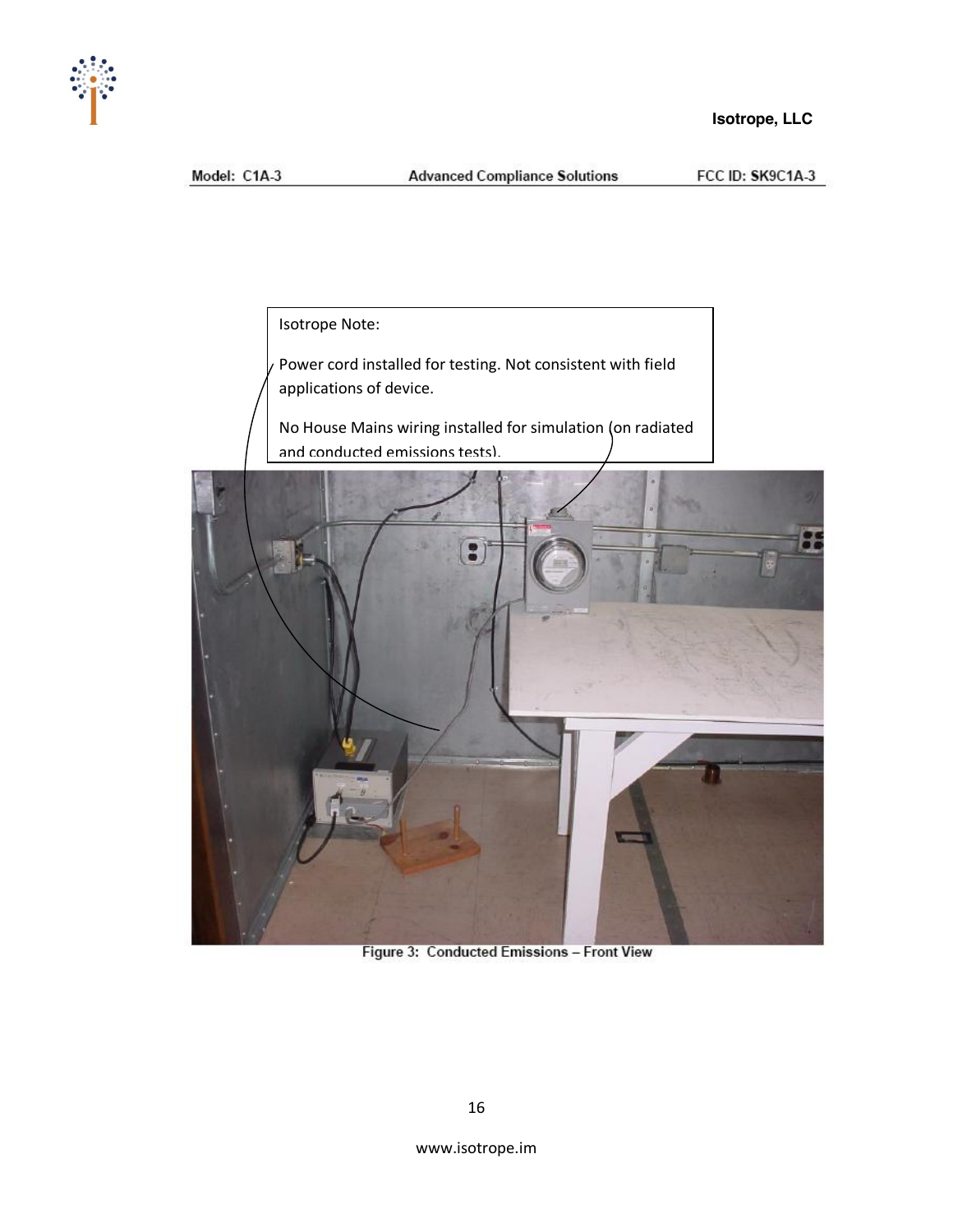Isotrope Note:

Power cord installed for testing. Not consistent with field applications of device.

No House Mains wiring installed for simulation (on radiated and conducted emissions tests).

Figure 3: Conducted Emissions – Front View